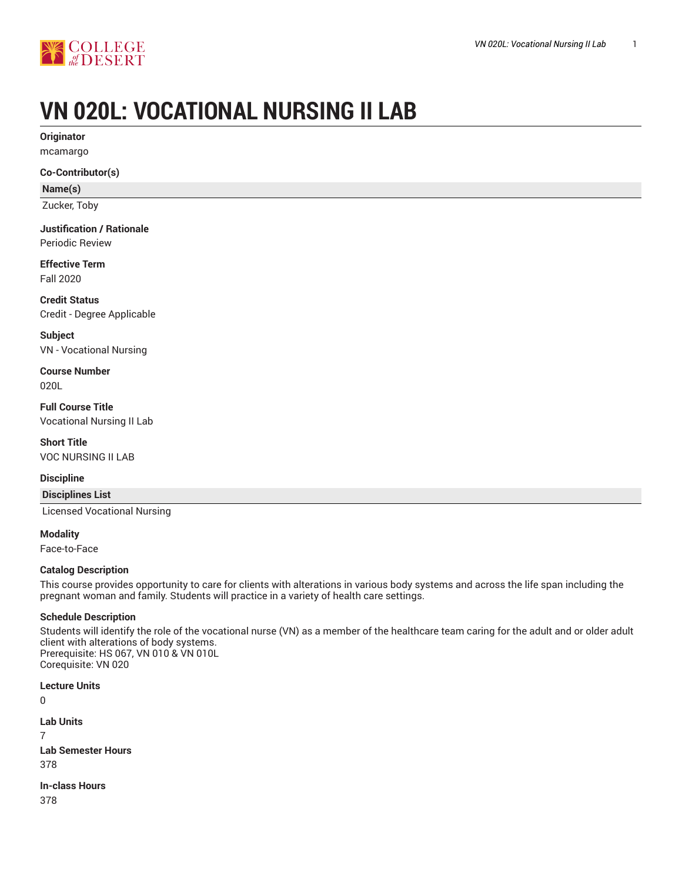# VN 020L: VOCATIONAL NURSING II LAB

**Originator**
mcamargo

**Co-Contributor(s)**

| Name(s) |
| --- |
| Zucker, Toby |

**Justification / Rationale**
Periodic Review

**Effective Term**
Fall 2020

**Credit Status**
Credit - Degree Applicable

**Subject**
VN - Vocational Nursing

**Course Number**
020L

**Full Course Title**
Vocational Nursing II Lab

**Short Title**
VOC NURSING II LAB

**Discipline**

| Disciplines List |
| --- |
| Licensed Vocational Nursing |

**Modality**
Face-to-Face

**Catalog Description**
This course provides opportunity to care for clients with alterations in various body systems and across the life span including the pregnant woman and family. Students will practice in a variety of health care settings.

**Schedule Description**
Students will identify the role of the vocational nurse (VN) as a member of the healthcare team caring for the adult and or older adult client with alterations of body systems.
Prerequisite: HS 067, VN 010 & VN 010L
Corequisite: VN 020

**Lecture Units**
0

**Lab Units**
7

**Lab Semester Hours**
378

**In-class Hours**
378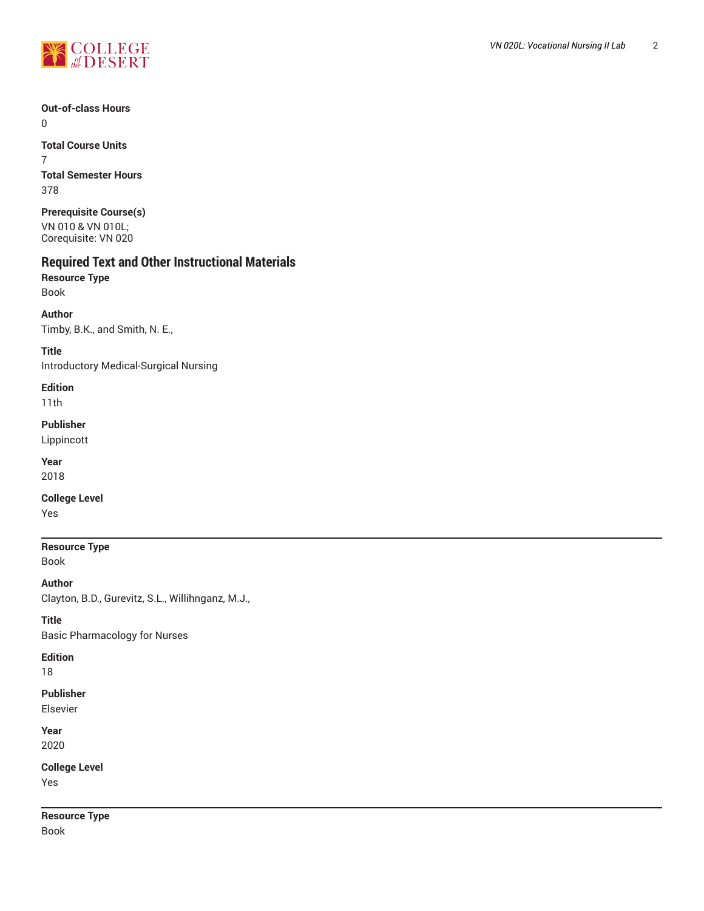**Out-of-class Hours**
0

**Total Course Units**
7

**Total Semester Hours**
378

**Prerequisite Course(s)**
VN 010 & VN 010L;
Corequisite: VN 020

## Required Text and Other Instructional Materials

**Resource Type**
Book

**Author**
Timby, B.K., and Smith, N. E.,

**Title**
Introductory Medical-Surgical Nursing

**Edition**
11th

**Publisher**
Lippincott

**Year**
2018

**College Level**
Yes

---

**Resource Type**
Book

**Author**
Clayton, B.D., Gurevitz, S.L., Willihnganz, M.J.,

**Title**
Basic Pharmacology for Nurses

**Edition**
18

**Publisher**
Elsevier

**Year**
2020

**College Level**
Yes

---

**Resource Type**
Book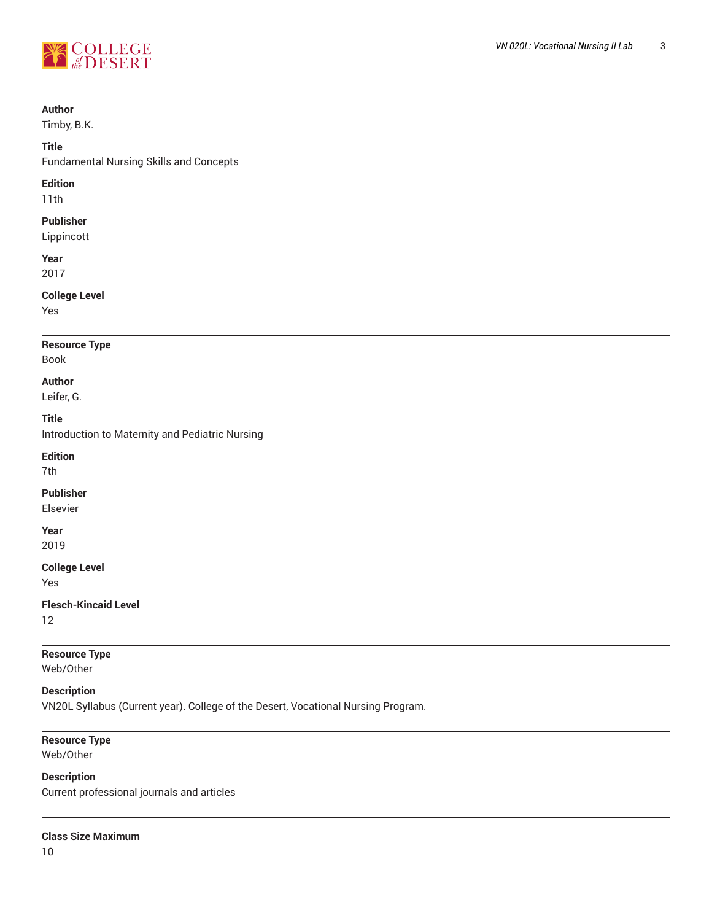**Author**
Timby, B.K.

**Title**
Fundamental Nursing Skills and Concepts

**Edition**
11th

**Publisher**
Lippincott

**Year**
2017

**College Level**
Yes

---

**Resource Type**
Book

**Author**
Leifer, G.

**Title**
Introduction to Maternity and Pediatric Nursing

**Edition**
7th

**Publisher**
Elsevier

**Year**
2019

**College Level**
Yes

**Flesch-Kincaid Level**
12

---

**Resource Type**
Web/Other

**Description**
VN20L Syllabus (Current year). College of the Desert, Vocational Nursing Program.

---

**Resource Type**
Web/Other

**Description**
Current professional journals and articles

---

**Class Size Maximum**
10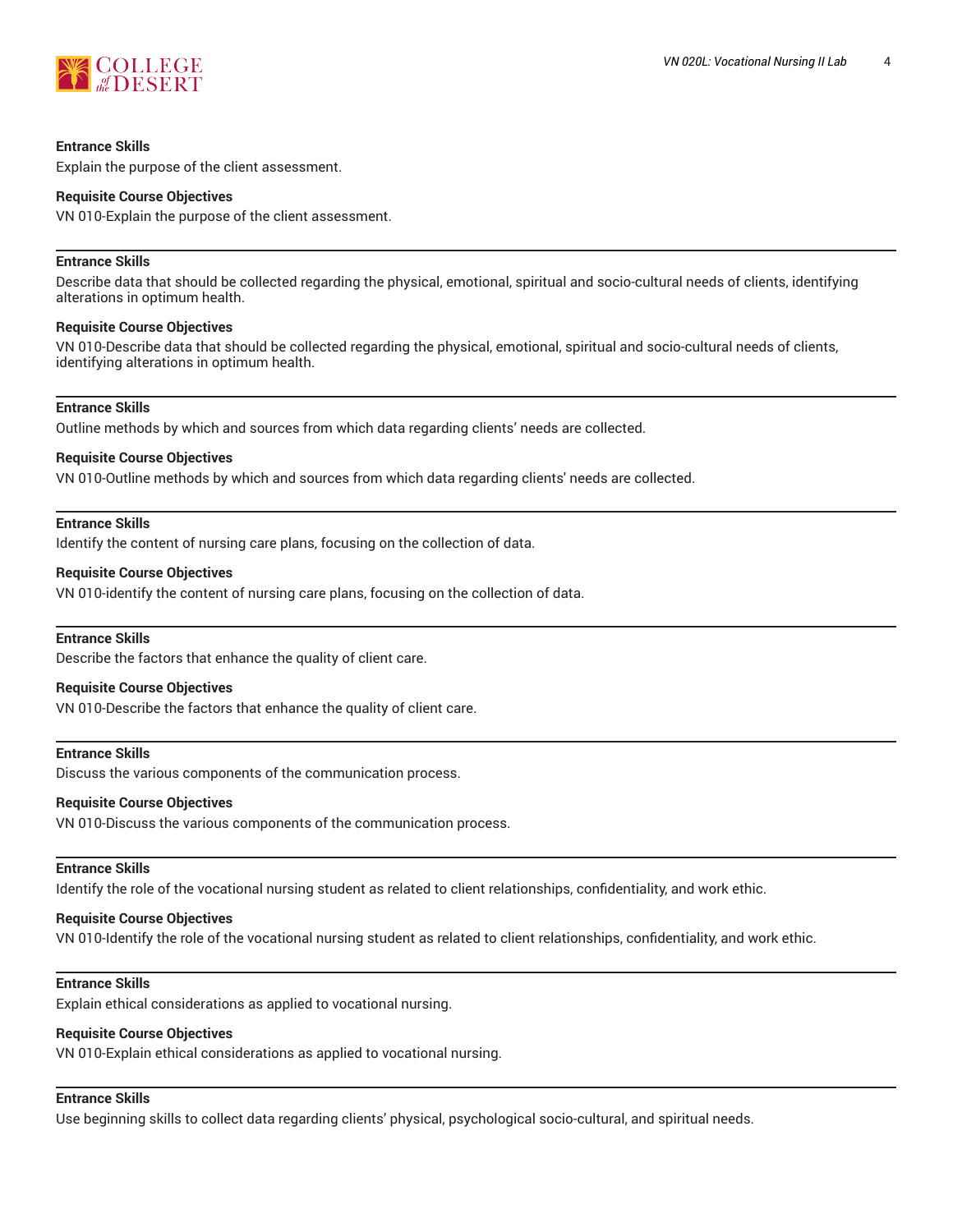**Entrance Skills**

Explain the purpose of the client assessment.

**Requisite Course Objectives**

VN 010-Explain the purpose of the client assessment.

---

**Entrance Skills**

Describe data that should be collected regarding the physical, emotional, spiritual and socio-cultural needs of clients, identifying alterations in optimum health.

**Requisite Course Objectives**

VN 010-Describe data that should be collected regarding the physical, emotional, spiritual and socio-cultural needs of clients, identifying alterations in optimum health.

---

**Entrance Skills**

Outline methods by which and sources from which data regarding clients' needs are collected.

**Requisite Course Objectives**

VN 010-Outline methods by which and sources from which data regarding clients' needs are collected.

---

**Entrance Skills**

Identify the content of nursing care plans, focusing on the collection of data.

**Requisite Course Objectives**

VN 010-identify the content of nursing care plans, focusing on the collection of data.

---

**Entrance Skills**

Describe the factors that enhance the quality of client care.

**Requisite Course Objectives**

VN 010-Describe the factors that enhance the quality of client care.

---

**Entrance Skills**

Discuss the various components of the communication process.

**Requisite Course Objectives**

VN 010-Discuss the various components of the communication process.

---

**Entrance Skills**

Identify the role of the vocational nursing student as related to client relationships, confidentiality, and work ethic.

**Requisite Course Objectives**

VN 010-Identify the role of the vocational nursing student as related to client relationships, confidentiality, and work ethic.

---

**Entrance Skills**

Explain ethical considerations as applied to vocational nursing.

**Requisite Course Objectives**

VN 010-Explain ethical considerations as applied to vocational nursing.

---

**Entrance Skills**

Use beginning skills to collect data regarding clients' physical, psychological socio-cultural, and spiritual needs.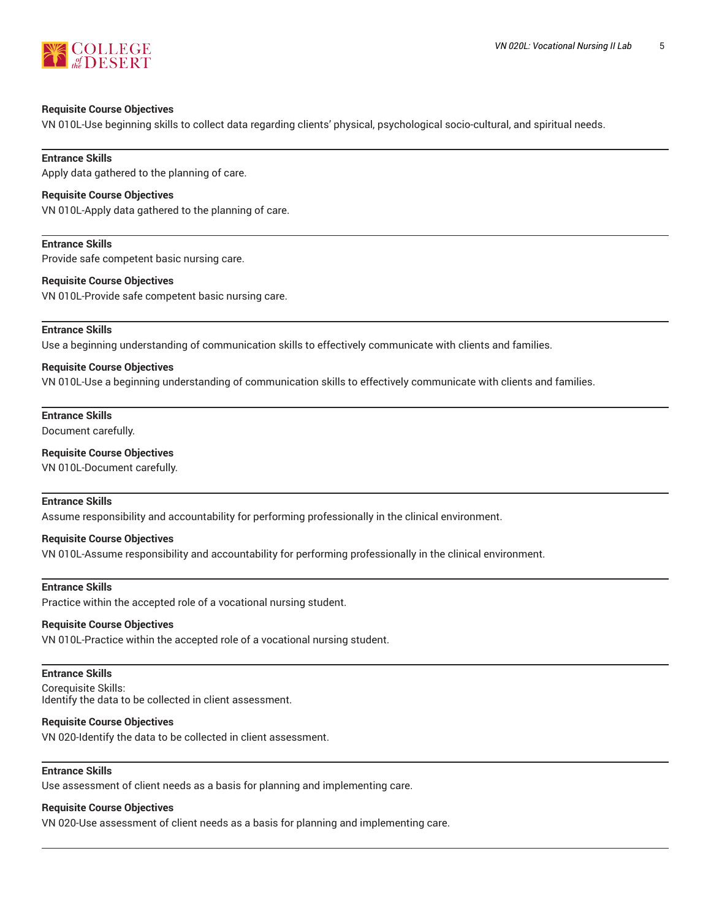**Requisite Course Objectives**
VN 010L-Use beginning skills to collect data regarding clients' physical, psychological socio-cultural, and spiritual needs.

---

**Entrance Skills**
Apply data gathered to the planning of care.

**Requisite Course Objectives**
VN 010L-Apply data gathered to the planning of care.

---

**Entrance Skills**
Provide safe competent basic nursing care.

**Requisite Course Objectives**
VN 010L-Provide safe competent basic nursing care.

---

**Entrance Skills**
Use a beginning understanding of communication skills to effectively communicate with clients and families.

**Requisite Course Objectives**
VN 010L-Use a beginning understanding of communication skills to effectively communicate with clients and families.

---

**Entrance Skills**
Document carefully.

**Requisite Course Objectives**
VN 010L-Document carefully.

---

**Entrance Skills**
Assume responsibility and accountability for performing professionally in the clinical environment.

**Requisite Course Objectives**
VN 010L-Assume responsibility and accountability for performing professionally in the clinical environment.

---

**Entrance Skills**
Practice within the accepted role of a vocational nursing student.

**Requisite Course Objectives**
VN 010L-Practice within the accepted role of a vocational nursing student.

---

**Entrance Skills**
Corequisite Skills:
Identify the data to be collected in client assessment.

**Requisite Course Objectives**
VN 020-Identify the data to be collected in client assessment.

---

**Entrance Skills**
Use assessment of client needs as a basis for planning and implementing care.

**Requisite Course Objectives**
VN 020-Use assessment of client needs as a basis for planning and implementing care.

---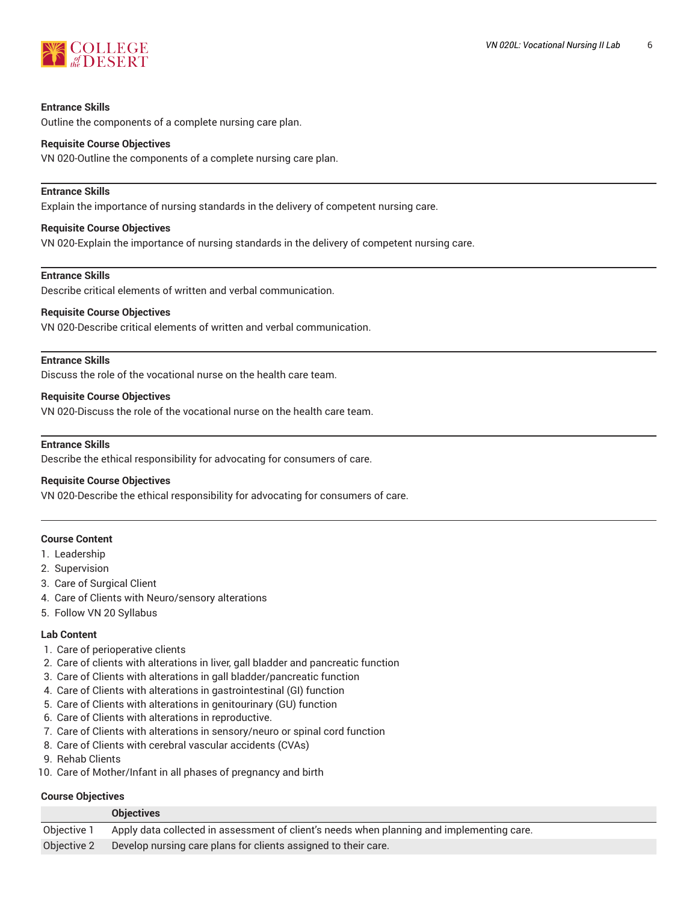**Entrance Skills**

Outline the components of a complete nursing care plan.

**Requisite Course Objectives**

VN 020-Outline the components of a complete nursing care plan.

---

**Entrance Skills**

Explain the importance of nursing standards in the delivery of competent nursing care.

**Requisite Course Objectives**

VN 020-Explain the importance of nursing standards in the delivery of competent nursing care.

---

**Entrance Skills**

Describe critical elements of written and verbal communication.

**Requisite Course Objectives**

VN 020-Describe critical elements of written and verbal communication.

---

**Entrance Skills**

Discuss the role of the vocational nurse on the health care team.

**Requisite Course Objectives**

VN 020-Discuss the role of the vocational nurse on the health care team.

---

**Entrance Skills**

Describe the ethical responsibility for advocating for consumers of care.

**Requisite Course Objectives**

VN 020-Describe the ethical responsibility for advocating for consumers of care.

---

**Course Content**

1. Leadership
2. Supervision
3. Care of Surgical Client
4. Care of Clients with Neuro/sensory alterations
5. Follow VN 20 Syllabus

**Lab Content**

1. Care of perioperative clients
2. Care of clients with alterations in liver, gall bladder and pancreatic function
3. Care of Clients with alterations in gall bladder/pancreatic function
4. Care of Clients with alterations in gastrointestinal (GI) function
5. Care of Clients with alterations in genitourinary (GU) function
6. Care of Clients with alterations in reproductive.
7. Care of Clients with alterations in sensory/neuro or spinal cord function
8. Care of Clients with cerebral vascular accidents (CVAs)
9. Rehab Clients
10. Care of Mother/Infant in all phases of pregnancy and birth

**Course Objectives**

| | Objectives |
|---|---|
| Objective 1 | Apply data collected in assessment of client's needs when planning and implementing care. |
| Objective 2 | Develop nursing care plans for clients assigned to their care. |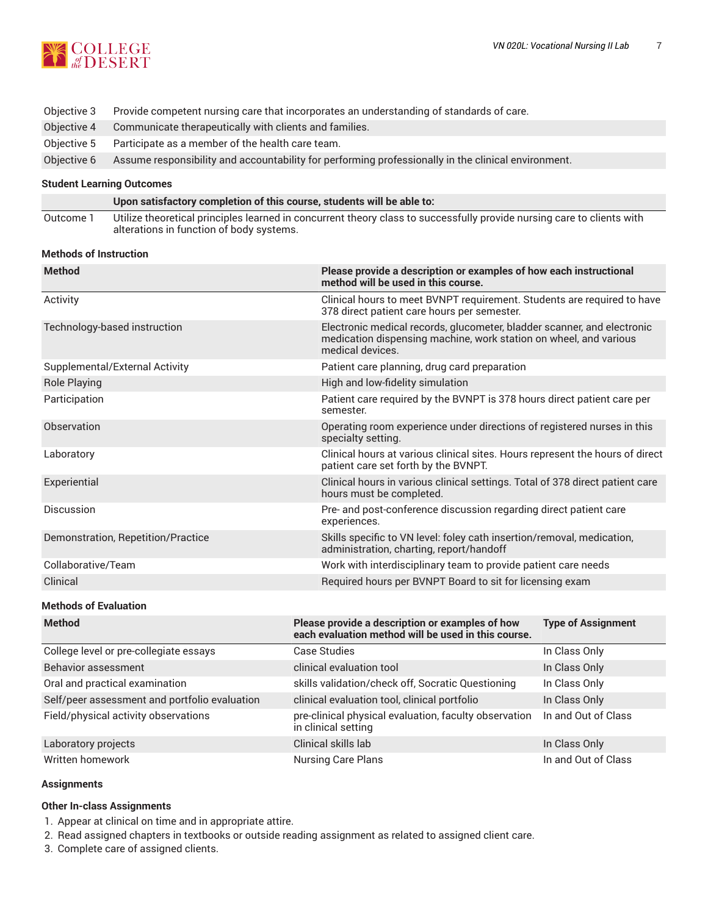| | |
|---|---|
| Objective 3 | Provide competent nursing care that incorporates an understanding of standards of care. |
| Objective 4 | Communicate therapeutically with clients and families. |
| Objective 5 | Participate as a member of the health care team. |
| Objective 6 | Assume responsibility and accountability for performing professionally in the clinical environment. |

### Student Learning Outcomes

| | Upon satisfactory completion of this course, students will be able to: |
|---|---|
| Outcome 1 | Utilize theoretical principles learned in concurrent theory class to successfully provide nursing care to clients with alterations in function of body systems. |

### Methods of Instruction

| Method | Please provide a description or examples of how each instructional method will be used in this course. |
|---|---|
| Activity | Clinical hours to meet BVNPT requirement. Students are required to have 378 direct patient care hours per semester. |
| Technology-based instruction | Electronic medical records, glucometer, bladder scanner, and electronic medication dispensing machine, work station on wheel, and various medical devices. |
| Supplemental/External Activity | Patient care planning, drug card preparation |
| Role Playing | High and low-fidelity simulation |
| Participation | Patient care required by the BVNPT is 378 hours direct patient care per semester. |
| Observation | Operating room experience under directions of registered nurses in this specialty setting. |
| Laboratory | Clinical hours at various clinical sites. Hours represent the hours of direct patient care set forth by the BVNPT. |
| Experiential | Clinical hours in various clinical settings. Total of 378 direct patient care hours must be completed. |
| Discussion | Pre- and post-conference discussion regarding direct patient care experiences. |
| Demonstration, Repetition/Practice | Skills specific to VN level: foley cath insertion/removal, medication, administration, charting, report/handoff |
| Collaborative/Team | Work with interdisciplinary team to provide patient care needs |
| Clinical | Required hours per BVNPT Board to sit for licensing exam |

### Methods of Evaluation

| Method | Please provide a description or examples of how each evaluation method will be used in this course. | Type of Assignment |
|---|---|---|
| College level or pre-collegiate essays | Case Studies | In Class Only |
| Behavior assessment | clinical evaluation tool | In Class Only |
| Oral and practical examination | skills validation/check off, Socratic Questioning | In Class Only |
| Self/peer assessment and portfolio evaluation | clinical evaluation tool, clinical portfolio | In Class Only |
| Field/physical activity observations | pre-clinical physical evaluation, faculty observation in clinical setting | In and Out of Class |
| Laboratory projects | Clinical skills lab | In Class Only |
| Written homework | Nursing Care Plans | In and Out of Class |

### Assignments

#### Other In-class Assignments

1. Appear at clinical on time and in appropriate attire.
2. Read assigned chapters in textbooks or outside reading assignment as related to assigned client care.
3. Complete care of assigned clients.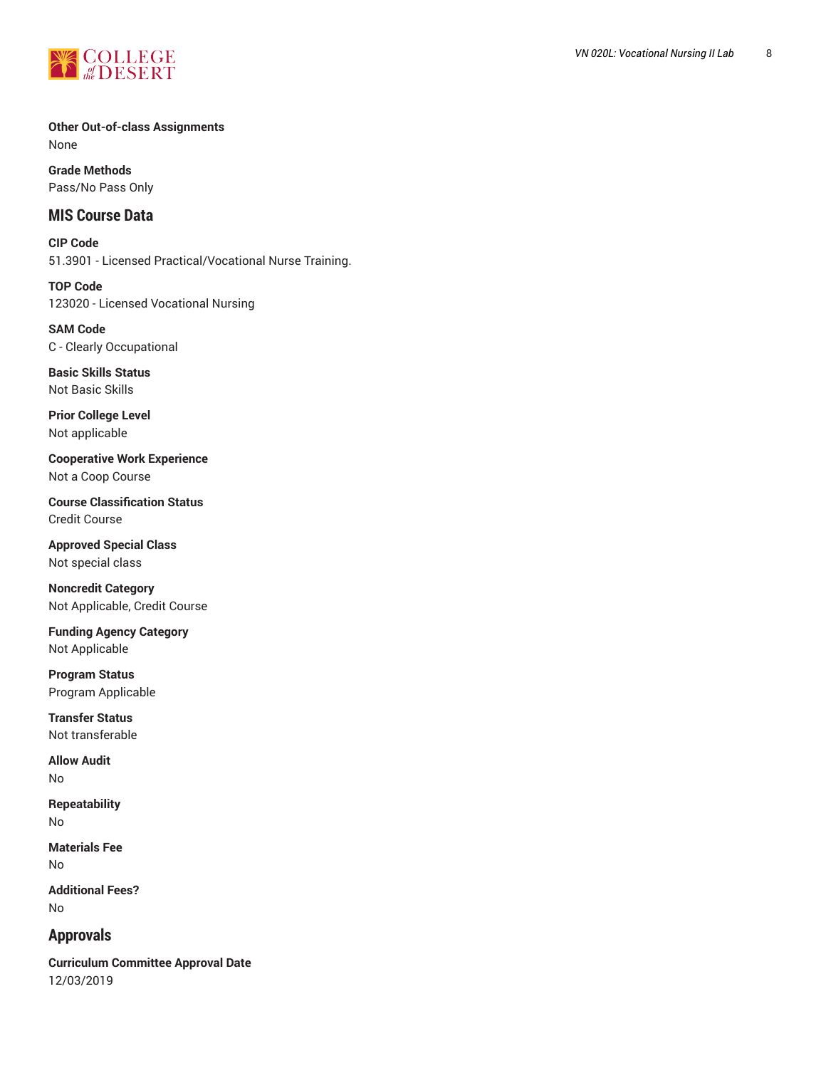**Other Out-of-class Assignments**
None

**Grade Methods**
Pass/No Pass Only

## MIS Course Data

**CIP Code**
51.3901 - Licensed Practical/Vocational Nurse Training.

**TOP Code**
123020 - Licensed Vocational Nursing

**SAM Code**
C - Clearly Occupational

**Basic Skills Status**
Not Basic Skills

**Prior College Level**
Not applicable

**Cooperative Work Experience**
Not a Coop Course

**Course Classification Status**
Credit Course

**Approved Special Class**
Not special class

**Noncredit Category**
Not Applicable, Credit Course

**Funding Agency Category**
Not Applicable

**Program Status**
Program Applicable

**Transfer Status**
Not transferable

**Allow Audit**
No

**Repeatability**
No

**Materials Fee**
No

**Additional Fees?**
No

## Approvals

**Curriculum Committee Approval Date**
12/03/2019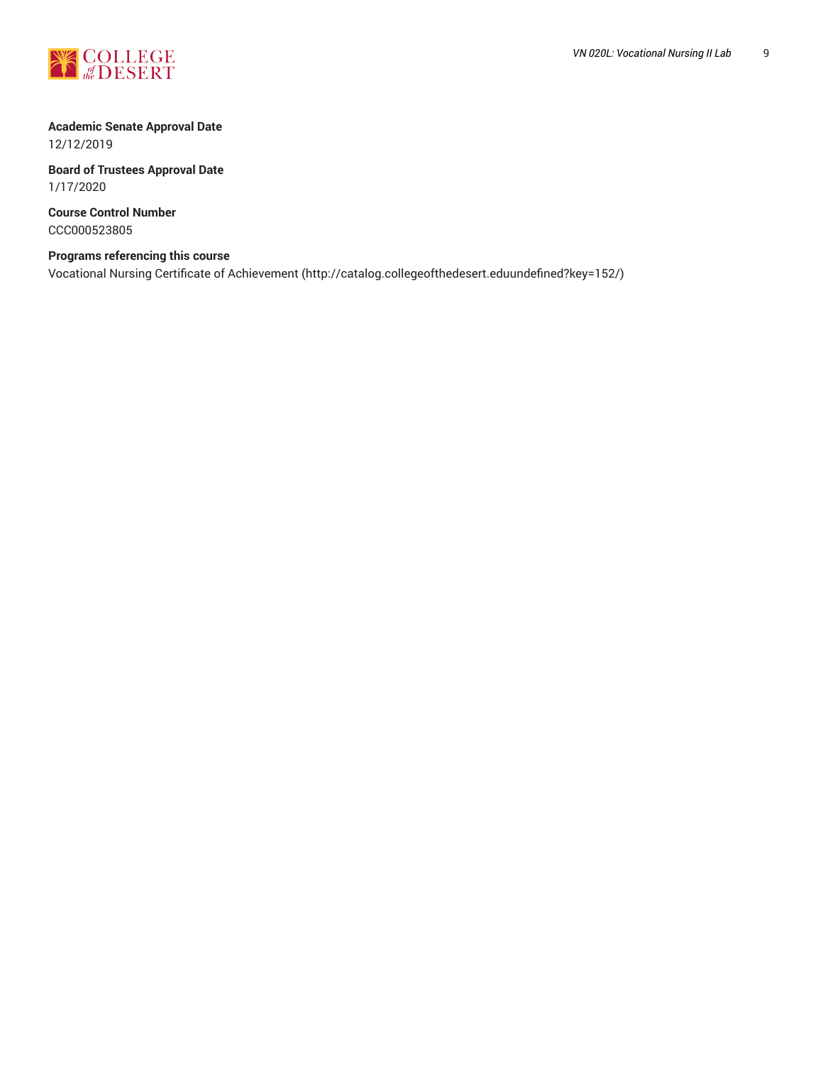**Academic Senate Approval Date**
12/12/2019

**Board of Trustees Approval Date**
1/17/2020

**Course Control Number**
CCC000523805

**Programs referencing this course**
Vocational Nursing Certificate of Achievement (http://catalog.collegeofthedesert.eduundefined?key=152/)